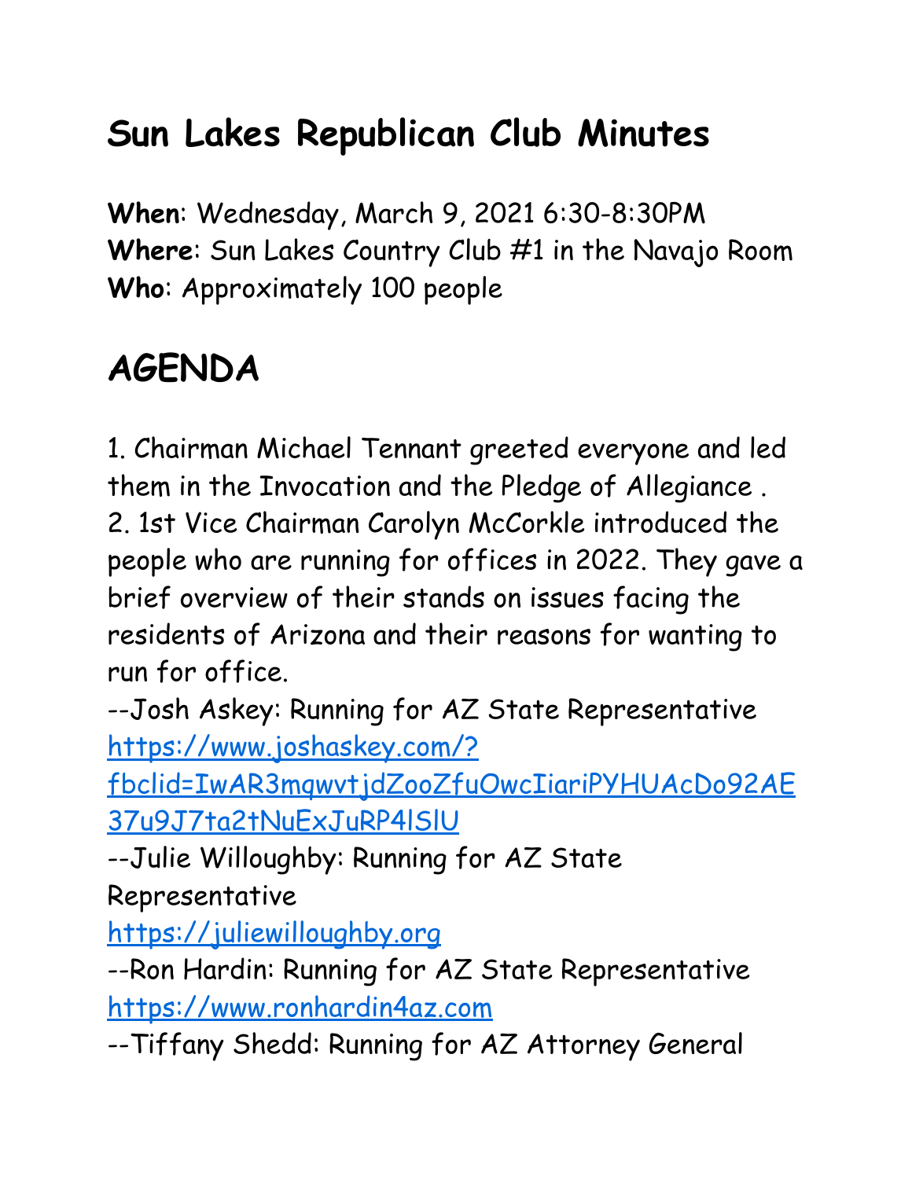# Sun Lakes Republican Club Minutes

**When**: Wednesday, March 9, 2021 6:30-8:30PM
**Where**: Sun Lakes Country Club #1 in the Navajo Room
**Who**: Approximately 100 people

# AGENDA

1. Chairman Michael Tennant greeted everyone and led them in the Invocation and the Pledge of Allegiance .
2. 1st Vice Chairman Carolyn McCorkle introduced the people who are running for offices in 2022. They gave a brief overview of their stands on issues facing the residents of Arizona and their reasons for wanting to run for office.
--Josh Askey: Running for AZ State Representative
https://www.joshaskey.com/?fbclid=IwAR3mqwvtjdZooZfuOwcIiariPYHUAcDo92AE37u9J7ta2tNuExJuRP4lSlU
--Julie Willoughby: Running for AZ State Representative
https://juliewilloughby.org
--Ron Hardin: Running for AZ State Representative
https://www.ronhardin4az.com
--Tiffany Shedd: Running for AZ Attorney General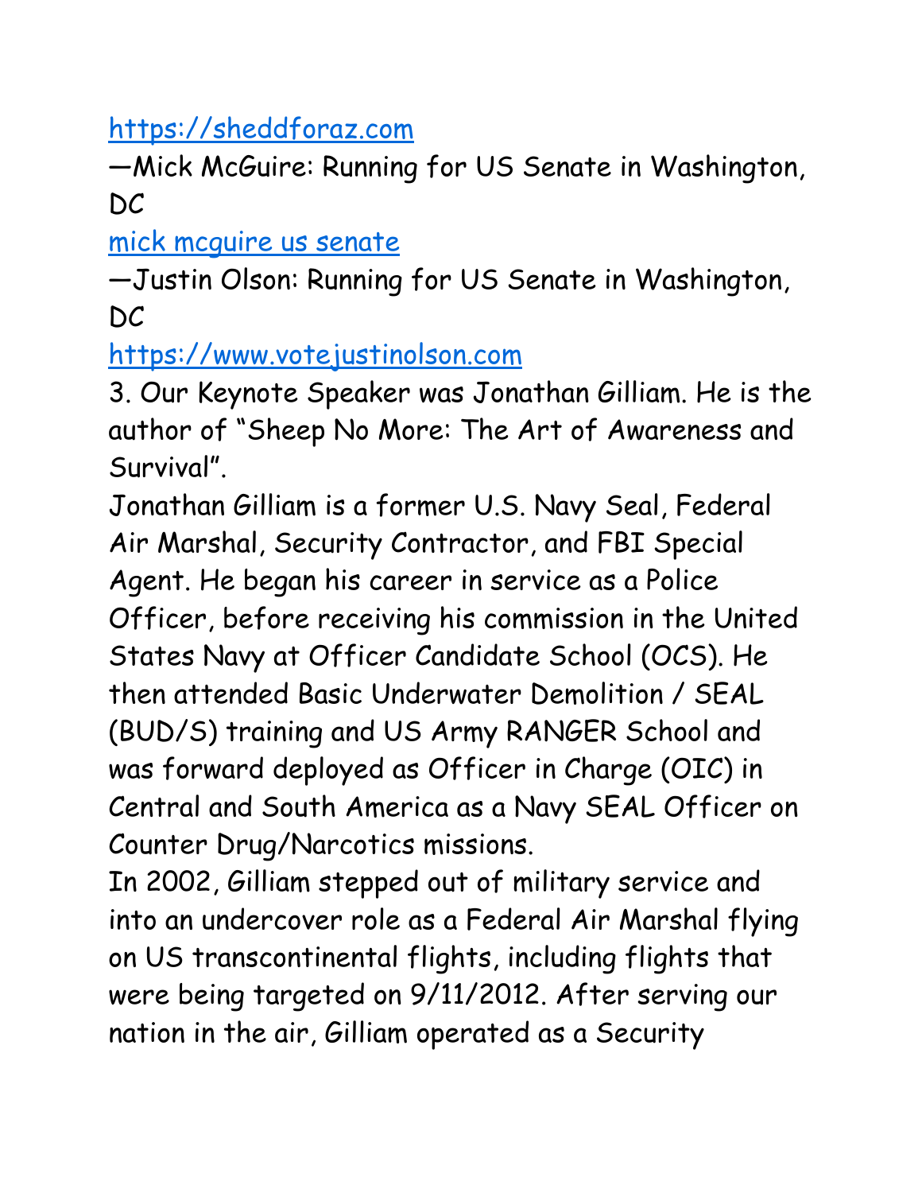[https://sheddforaz.com](https://sheddforaz.com)

—Mick McGuire: Running for US Senate in Washington, DC

[mick mcguire us senate](mick mcguire us senate)

—Justin Olson: Running for US Senate in Washington, DC

[https://www.votejustinolson.com](https://www.votejustinolson.com)

3. Our Keynote Speaker was Jonathan Gilliam. He is the author of "Sheep No More: The Art of Awareness and Survival".

Jonathan Gilliam is a former U.S. Navy Seal, Federal Air Marshal, Security Contractor, and FBI Special Agent. He began his career in service as a Police Officer, before receiving his commission in the United States Navy at Officer Candidate School (OCS). He then attended Basic Underwater Demolition / SEAL (BUD/S) training and US Army RANGER School and was forward deployed as Officer in Charge (OIC) in Central and South America as a Navy SEAL Officer on Counter Drug/Narcotics missions.

In 2002, Gilliam stepped out of military service and into an undercover role as a Federal Air Marshal flying on US transcontinental flights, including flights that were being targeted on 9/11/2012. After serving our nation in the air, Gilliam operated as a Security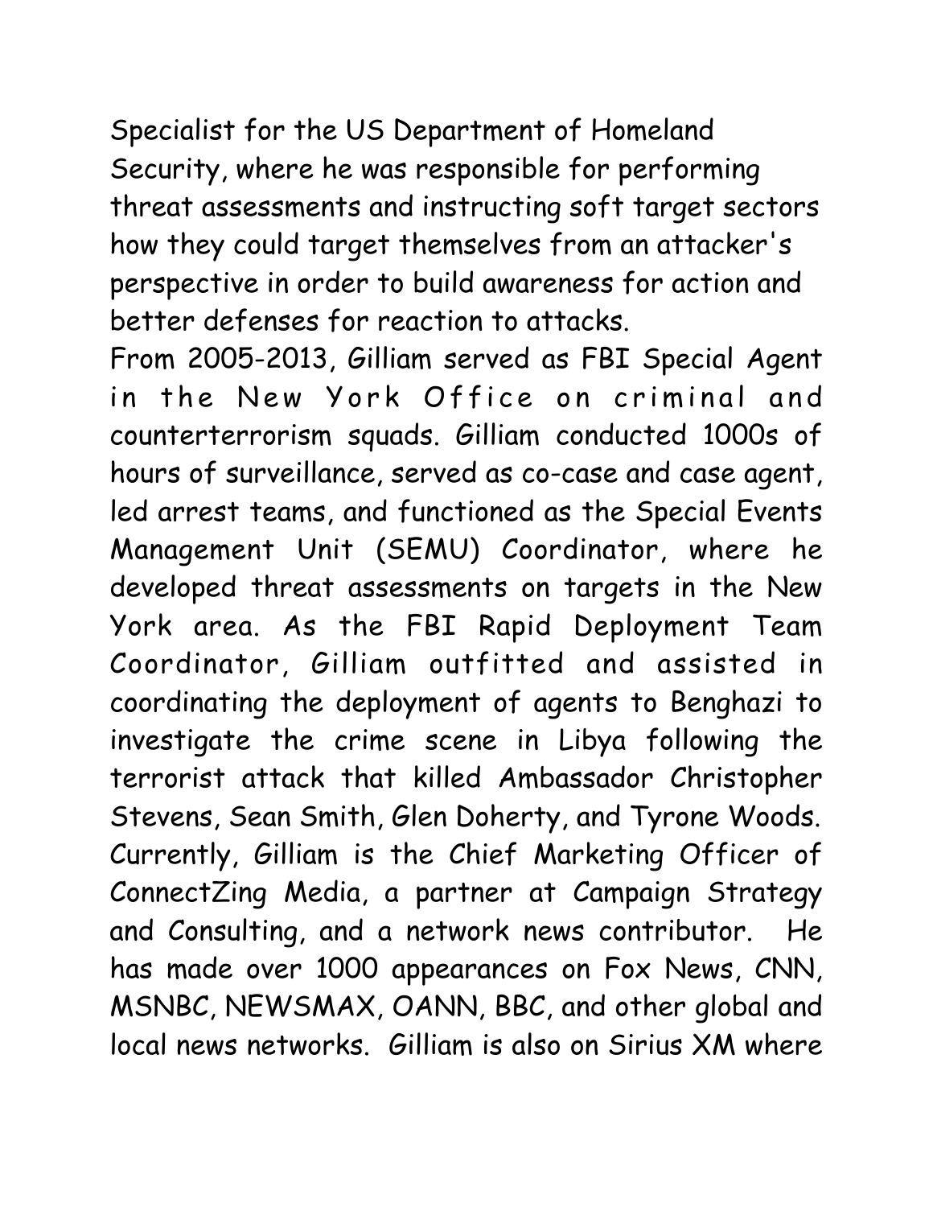Specialist for the US Department of Homeland Security, where he was responsible for performing threat assessments and instructing soft target sectors how they could target themselves from an attacker's perspective in order to build awareness for action and better defenses for reaction to attacks.

From 2005-2013, Gilliam served as FBI Special Agent in the New York Office on criminal and counterterrorism squads. Gilliam conducted 1000s of hours of surveillance, served as co-case and case agent, led arrest teams, and functioned as the Special Events Management Unit (SEMU) Coordinator, where he developed threat assessments on targets in the New York area. As the FBI Rapid Deployment Team Coordinator, Gilliam outfitted and assisted in coordinating the deployment of agents to Benghazi to investigate the crime scene in Libya following the terrorist attack that killed Ambassador Christopher Stevens, Sean Smith, Glen Doherty, and Tyrone Woods. Currently, Gilliam is the Chief Marketing Officer of ConnectZing Media, a partner at Campaign Strategy and Consulting, and a network news contributor. He has made over 1000 appearances on Fox News, CNN, MSNBC, NEWSMAX, OANN, BBC, and other global and local news networks. Gilliam is also on Sirius XM where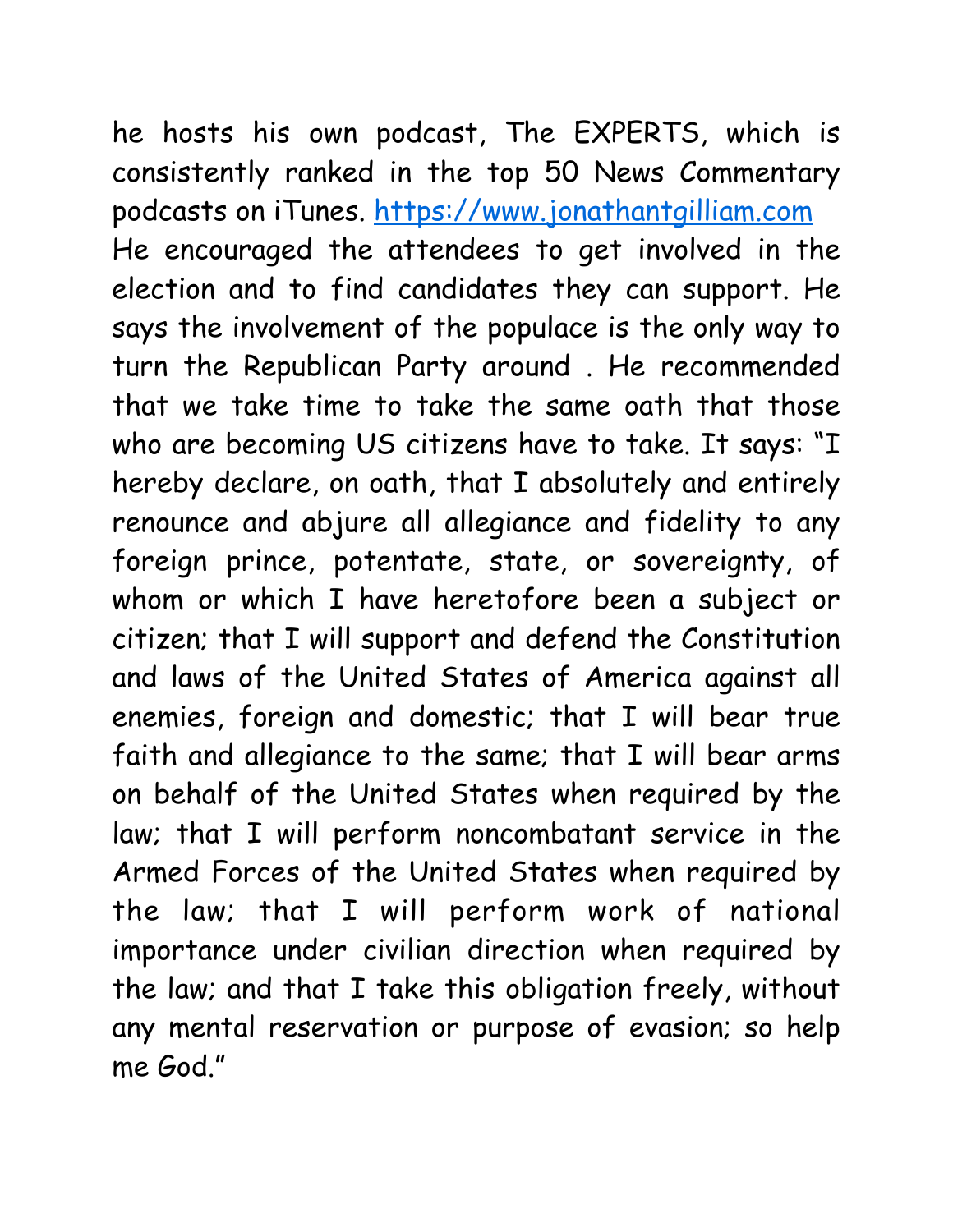he hosts his own podcast, The EXPERTS, which is consistently ranked in the top 50 News Commentary podcasts on iTunes. [https://www.jonathantgilliam.com](https://www.jonathantgilliam.com)

He encouraged the attendees to get involved in the election and to find candidates they can support. He says the involvement of the populace is the only way to turn the Republican Party around . He recommended that we take time to take the same oath that those who are becoming US citizens have to take. It says: "I hereby declare, on oath, that I absolutely and entirely renounce and abjure all allegiance and fidelity to any foreign prince, potentate, state, or sovereignty, of whom or which I have heretofore been a subject or citizen; that I will support and defend the Constitution and laws of the United States of America against all enemies, foreign and domestic; that I will bear true faith and allegiance to the same; that I will bear arms on behalf of the United States when required by the law; that I will perform noncombatant service in the Armed Forces of the United States when required by the law; that I will perform work of national importance under civilian direction when required by the law; and that I take this obligation freely, without any mental reservation or purpose of evasion; so help me God."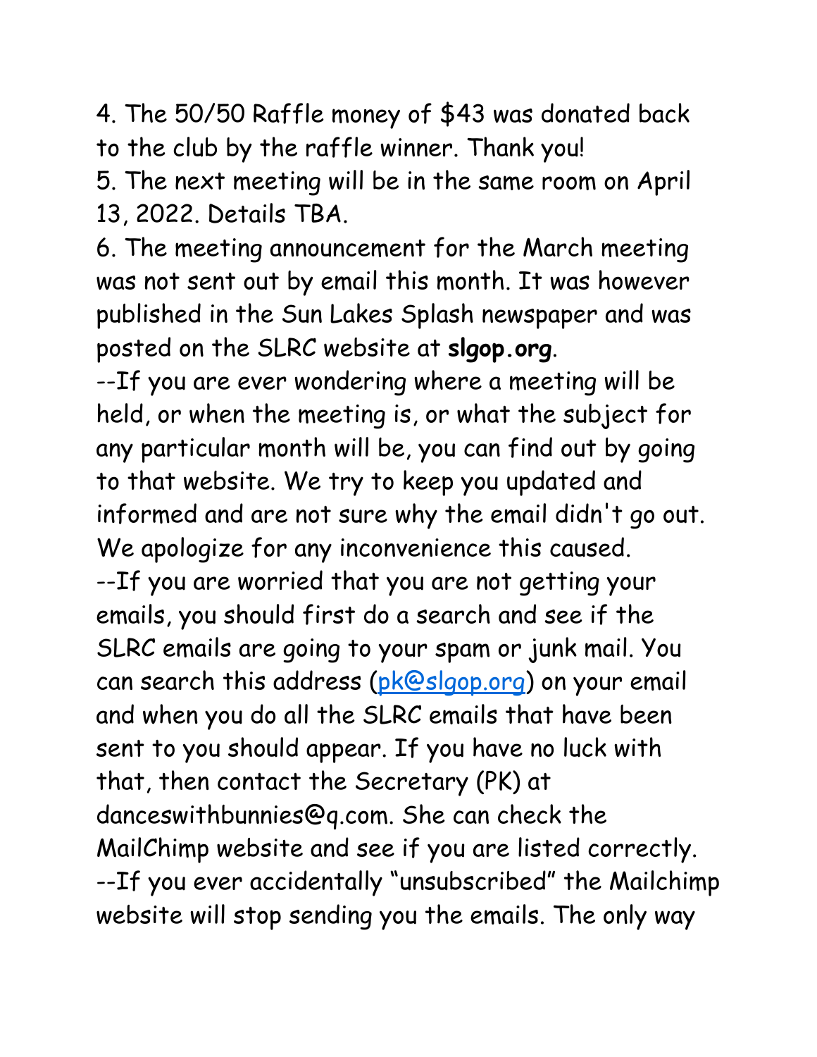4. The 50/50 Raffle money of $43 was donated back to the club by the raffle winner. Thank you!
5. The next meeting will be in the same room on April 13, 2022. Details TBA.
6. The meeting announcement for the March meeting was not sent out by email this month. It was however published in the Sun Lakes Splash newspaper and was posted on the SLRC website at **slgop.org**.
--If you are ever wondering where a meeting will be held, or when the meeting is, or what the subject for any particular month will be, you can find out by going to that website. We try to keep you updated and informed and are not sure why the email didn't go out. We apologize for any inconvenience this caused.
--If you are worried that you are not getting your emails, you should first do a search and see if the SLRC emails are going to your spam or junk mail. You can search this address (pk@slgop.org) on your email and when you do all the SLRC emails that have been sent to you should appear. If you have no luck with that, then contact the Secretary (PK) at danceswithbunnies@q.com. She can check the MailChimp website and see if you are listed correctly.
--If you ever accidentally "unsubscribed" the Mailchimp website will stop sending you the emails. The only way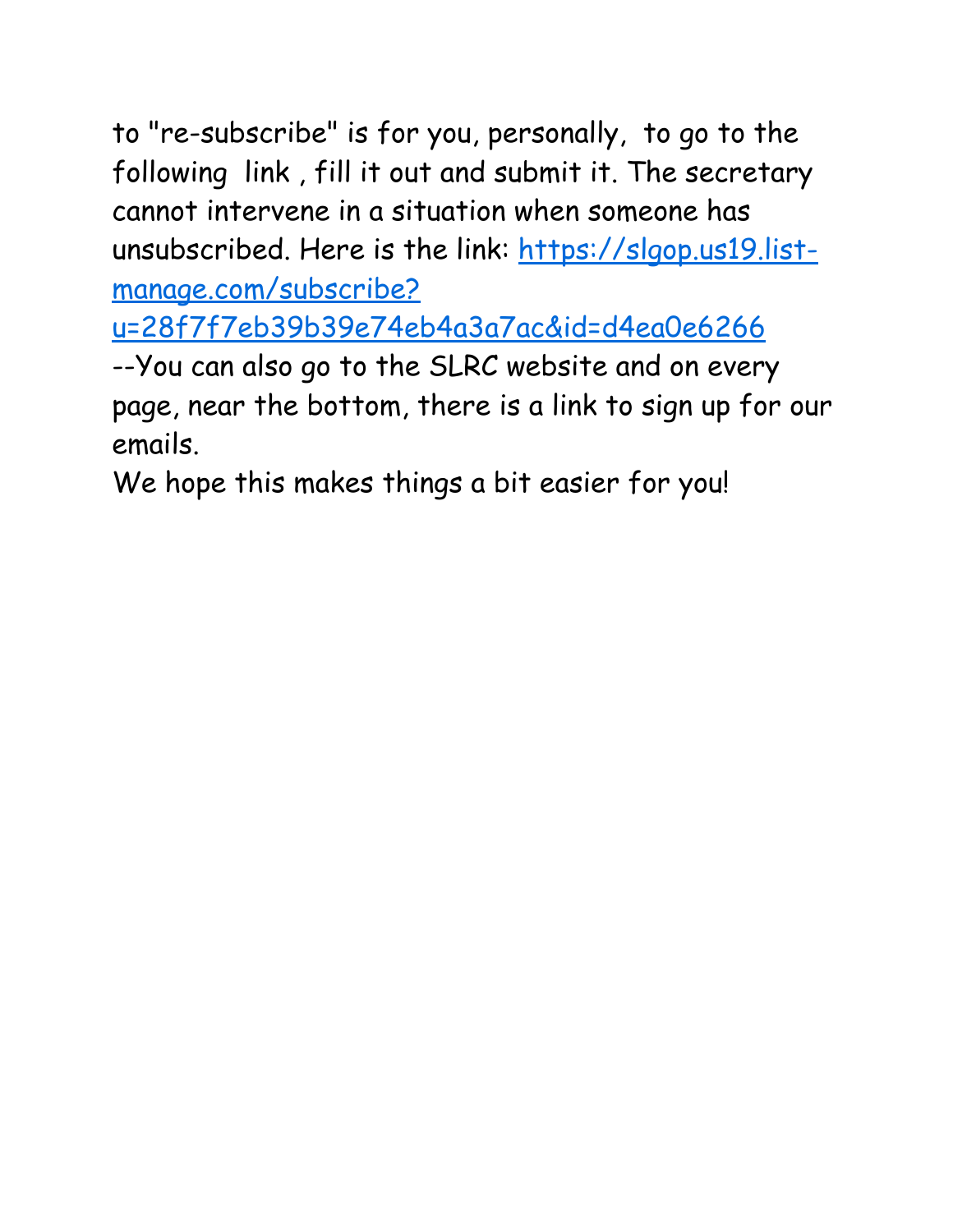to "re-subscribe" is for you, personally, to go to the following link , fill it out and submit it. The secretary cannot intervene in a situation when someone has unsubscribed. Here is the link: [https://slgop.us19.list-manage.com/subscribe?u=28f7f7eb39b39e74eb4a3a7ac&id=d4ea0e6266](https://slgop.us19.list-manage.com/subscribe?u=28f7f7eb39b39e74eb4a3a7ac&id=d4ea0e6266)

--You can also go to the SLRC website and on every page, near the bottom, there is a link to sign up for our emails.

We hope this makes things a bit easier for you!